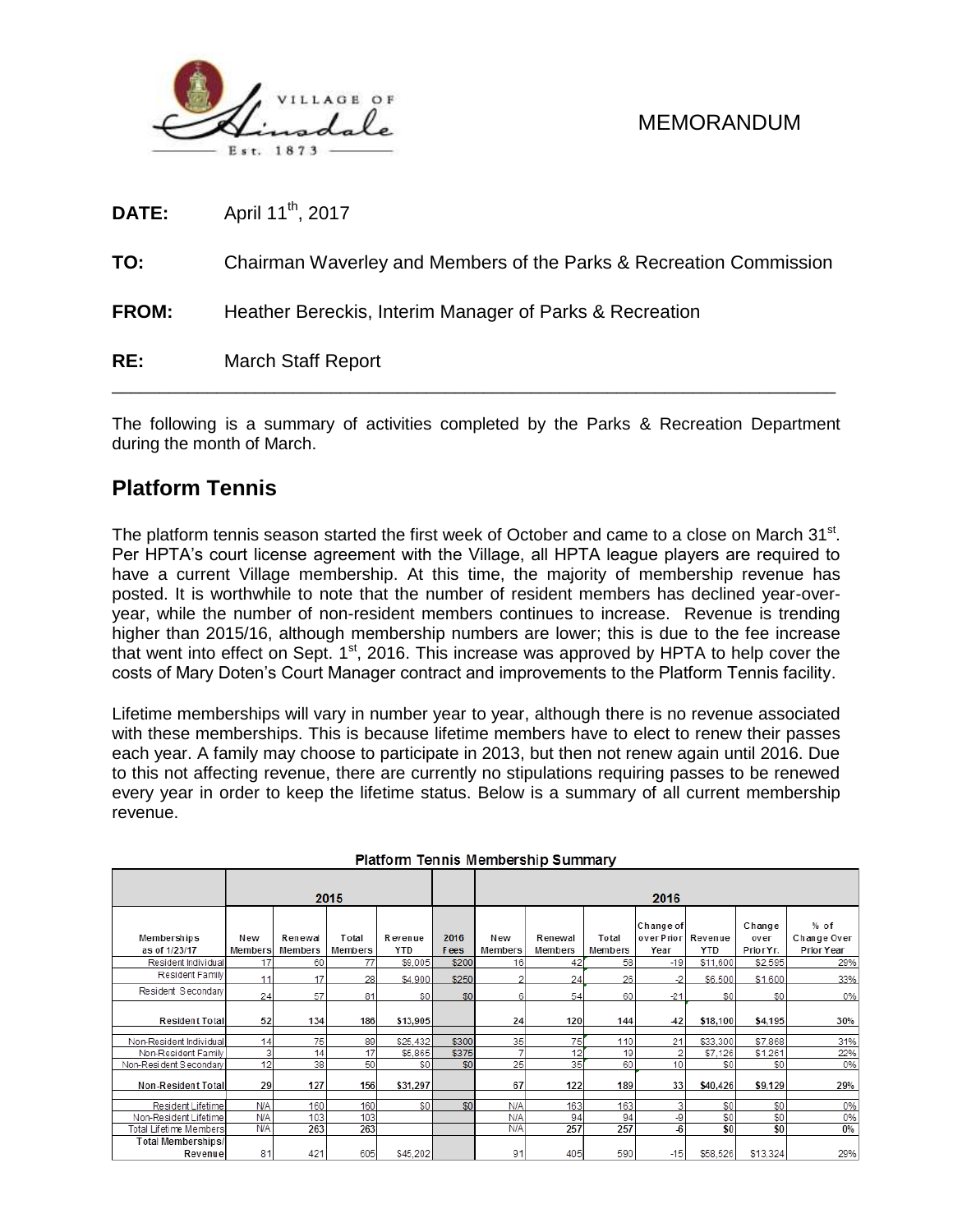# MEMORANDUM

**DATE:** April 11th, 2017

**TO:** Chairman Waverley and Members of the Parks & Recreation Commission

**FROM:** Heather Bereckis, Interim Manager of Parks & Recreation

**RE:** March Staff Report

---

The following is a summary of activities completed by the Parks & Recreation Department during the month of March.

## Platform Tennis

The platform tennis season started the first week of October and came to a close on March 31st. Per HPTA's court license agreement with the Village, all HPTA league players are required to have a current Village membership. At this time, the majority of membership revenue has posted. It is worthwhile to note that the number of resident members has declined year-over-year, while the number of non-resident members continues to increase. Revenue is trending higher than 2015/16, although membership numbers are lower; this is due to the fee increase that went into effect on Sept. 1st, 2016. This increase was approved by HPTA to help cover the costs of Mary Doten's Court Manager contract and improvements to the Platform Tennis facility.

Lifetime memberships will vary in number year to year, although there is no revenue associated with these memberships. This is because lifetime members have to elect to renew their passes each year. A family may choose to participate in 2013, but then not renew again until 2016. Due to this not affecting revenue, there are currently no stipulations requiring passes to be renewed every year in order to keep the lifetime status. Below is a summary of all current membership revenue.

**Platform Tennis Membership Summary**

| | 2015 | | | | | 2016 | | | | | | |
|---|---|---|---|---|---|---|---|---|---|---|---|---|
| Memberships as of 1/23/17 | New Members | Renewal Members | Total Members | Revenue YTD | 2016 Fees | New Members | Renewal Members | Total Members | Change of over Prior Year | Revenue YTD | Change over Prior Yr. | % of Change Over Prior Year |
| Resident Individual | 17 | 60 | 77 | $9,005 | $200 | 16 | 42 | 58 | -19 | $11,600 | $2,595 | 29% |
| Resident Family | 11 | 17 | 28 | $4,900 | $250 | 2 | 24 | 26 | -2 | $6,500 | $1,600 | 33% |
| Resident Secondary | 24 | 57 | 81 | $0 | $0 | 6 | 54 | 60 | -21 | $0 | $0 | 0% |
| **Resident Total** | **52** | **134** | **186** | **$13,905** | | **24** | **120** | **144** | **-42** | **$18,100** | **$4,195** | **30%** |
| Non-Resident Individual | 14 | 75 | 89 | $25,432 | $300 | 35 | 75 | 110 | 21 | $33,300 | $7,868 | 31% |
| Non-Resident Family | 3 | 14 | 17 | $5,865 | $375 | 7 | 12 | 19 | 2 | $7,126 | $1,261 | 22% |
| Non-Resident Secondary | 12 | 38 | 50 | $0 | $0 | 25 | 35 | 60 | 10 | $0 | $0 | 0% |
| **Non-Resident Total** | **29** | **127** | **156** | **$31,297** | | **67** | **122** | **189** | **33** | **$40,426** | **$9,129** | **29%** |
| Resident Lifetime | N/A | 160 | 160 | $0 | $0 | N/A | 163 | 163 | 3 | $0 | $0 | 0% |
| Non-Resident Lifetime | N/A | 103 | 103 | | | N/A | 94 | 94 | -9 | $0 | $0 | 0% |
| Total Lifetime Members | N/A | **263** | **263** | | | N/A | **257** | **257** | **-6** | **$0** | **$0** | **0%** |
| **Total Memberships/ Revenue** | 81 | 421 | 605 | $45,202 | | 91 | 405 | 590 | -15 | $58,526 | $13,324 | 29% |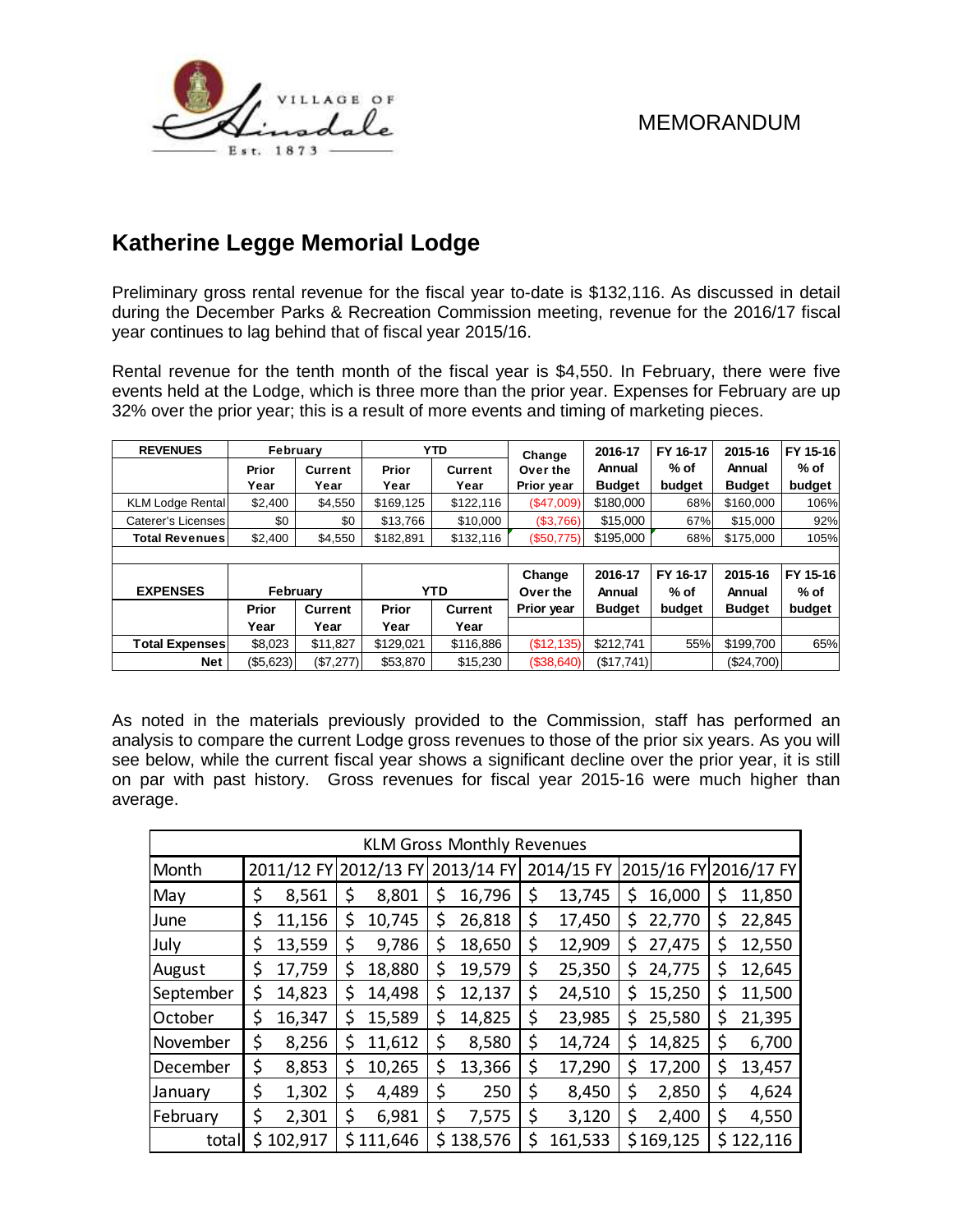VILLAGE OF Hinsdale Est. 1873

MEMORANDUM

## Katherine Legge Memorial Lodge

Preliminary gross rental revenue for the fiscal year to-date is $132,116. As discussed in detail during the December Parks & Recreation Commission meeting, revenue for the 2016/17 fiscal year continues to lag behind that of fiscal year 2015/16.

Rental revenue for the tenth month of the fiscal year is $4,550. In February, there were five events held at the Lodge, which is three more than the prior year. Expenses for February are up 32% over the prior year; this is a result of more events and timing of marketing pieces.

| REVENUES | February | | YTD | | Change Over the Prior year | 2016-17 Annual Budget | FY 16-17 % of budget | 2015-16 Annual Budget | FY 15-16 % of budget |
|---|---|---|---|---|---|---|---|---|---|
| | Prior Year | Current Year | Prior Year | Current Year | | | | | |
| KLM Lodge Rental | $2,400 | $4,550 | $169,125 | $122,116 | ($47,009) | $180,000 | 68% | $160,000 | 106% |
| Caterer's Licenses | $0 | $0 | $13,766 | $10,000 | ($3,766) | $15,000 | 67% | $15,000 | 92% |
| Total Revenues | $2,400 | $4,550 | $182,891 | $132,116 | ($50,775) | $195,000 | 68% | $175,000 | 105% |
| | | | | | | | | | |
| EXPENSES | February | | YTD | | Change Over the Prior year | 2016-17 Annual Budget | FY 16-17 % of budget | 2015-16 Annual Budget | FY 15-16 % of budget |
| | Prior Year | Current Year | Prior Year | Current Year | | | | | |
| Total Expenses | $8,023 | $11,827 | $129,021 | $116,886 | ($12,135) | $212,741 | 55% | $199,700 | 65% |
| Net | ($5,623) | ($7,277) | $53,870 | $15,230 | ($38,640) | ($17,741) | | ($24,700) | |

As noted in the materials previously provided to the Commission, staff has performed an analysis to compare the current Lodge gross revenues to those of the prior six years. As you will see below, while the current fiscal year shows a significant decline over the prior year, it is still on par with past history. Gross revenues for fiscal year 2015-16 were much higher than average.

| KLM Gross Monthly Revenues | | | | | | |
|---|---|---|---|---|---|---|
| Month | 2011/12 FY | 2012/13 FY | 2013/14 FY | 2014/15 FY | 2015/16 FY | 2016/17 FY |
| May | $ 8,561 | $ 8,801 | $ 16,796 | $ 13,745 | $ 16,000 | $ 11,850 |
| June | $ 11,156 | $ 10,745 | $ 26,818 | $ 17,450 | $ 22,770 | $ 22,845 |
| July | $ 13,559 | $ 9,786 | $ 18,650 | $ 12,909 | $ 27,475 | $ 12,550 |
| August | $ 17,759 | $ 18,880 | $ 19,579 | $ 25,350 | $ 24,775 | $ 12,645 |
| September | $ 14,823 | $ 14,498 | $ 12,137 | $ 24,510 | $ 15,250 | $ 11,500 |
| October | $ 16,347 | $ 15,589 | $ 14,825 | $ 23,985 | $ 25,580 | $ 21,395 |
| November | $ 8,256 | $ 11,612 | $ 8,580 | $ 14,724 | $ 14,825 | $ 6,700 |
| December | $ 8,853 | $ 10,265 | $ 13,366 | $ 17,290 | $ 17,200 | $ 13,457 |
| January | $ 1,302 | $ 4,489 | $ 250 | $ 8,450 | $ 2,850 | $ 4,624 |
| February | $ 2,301 | $ 6,981 | $ 7,575 | $ 3,120 | $ 2,400 | $ 4,550 |
| total | $ 102,917 | $ 111,646 | $ 138,576 | $ 161,533 | $ 169,125 | $ 122,116 |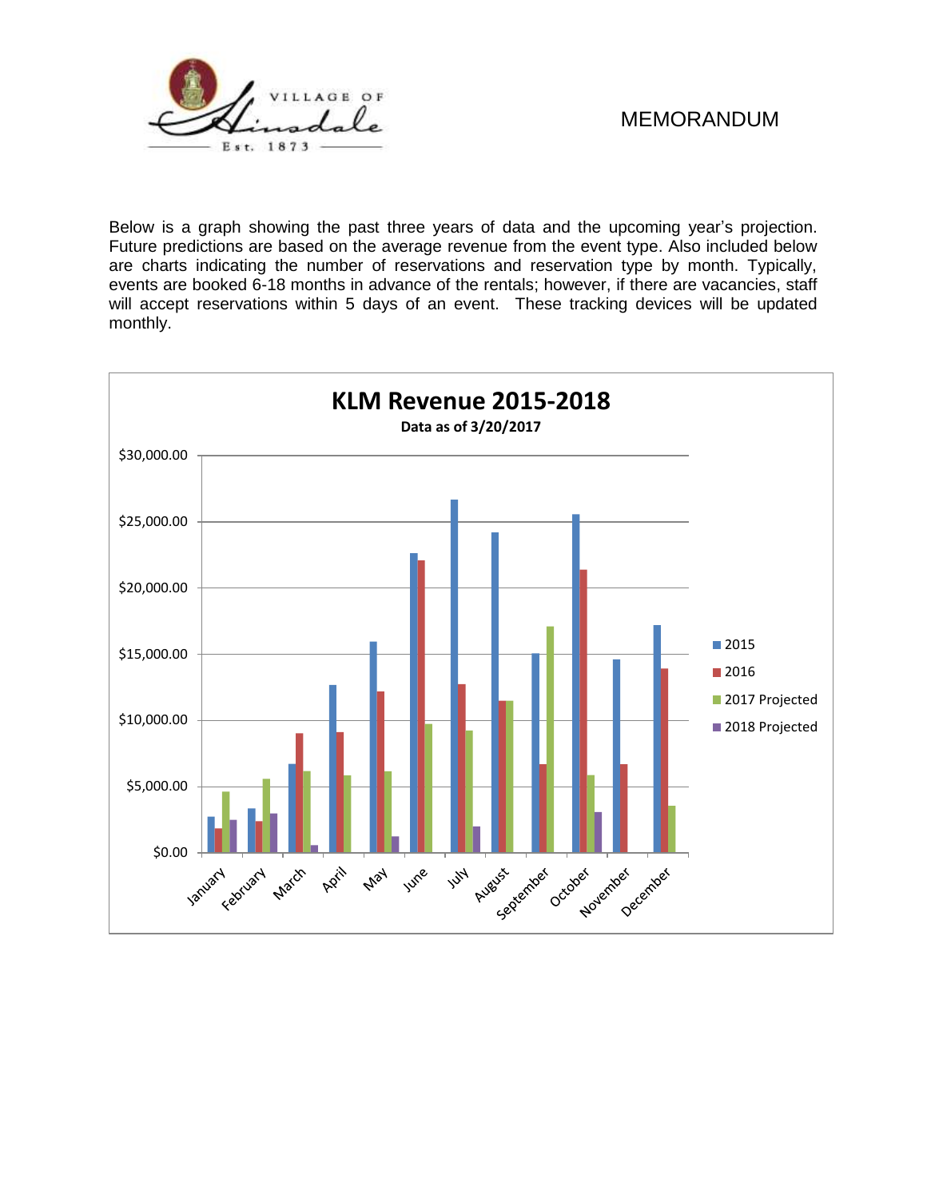MEMORANDUM

Below is a graph showing the past three years of data and the upcoming year's projection. Future predictions are based on the average revenue from the event type. Also included below are charts indicating the number of reservations and reservation type by month. Typically, events are booked 6-18 months in advance of the rentals; however, if there are vacancies, staff will accept reservations within 5 days of an event. These tracking devices will be updated monthly.

**KLM Revenue 2015-2018**

**Data as of 3/20/2017**

Legend: 2015, 2016, 2017 Projected, 2018 Projected

Y-axis: $0.00, $5,000.00, $10,000.00, $15,000.00, $20,000.00, $25,000.00, $30,000.00

X-axis: January, February, March, April, May, June, July, August, September, October, November, December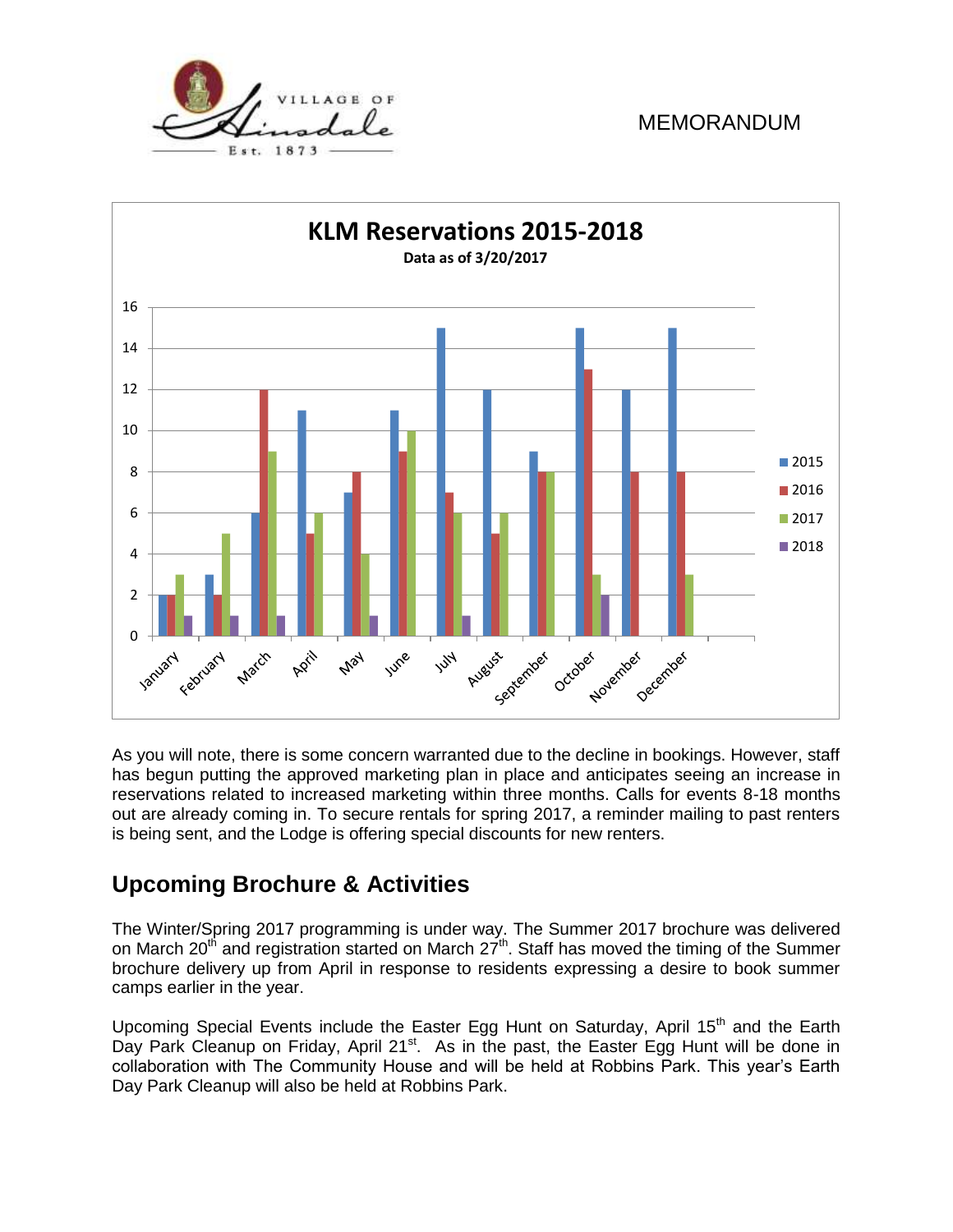MEMORANDUM

**KLM Reservations 2015-2018**

Data as of 3/20/2017

| Month | 2015 | 2016 | 2017 | 2018 |
|---|---|---|---|---|
| January | 2 | 2 | 3 | 1 |
| February | 3 | 2 | 5 | 1 |
| March | 6 | 12 | 9 | 1 |
| April | 11 | 5 | 6 | |
| May | 7 | 8 | 4 | 1 |
| June | 11 | 9 | 10 | |
| July | 15 | 7 | 6 | 1 |
| August | 12 | 5 | 6 | |
| September | 9 | 8 | 8 | |
| October | 15 | 13 | 3 | 2 |
| November | 12 | 8 | | |
| December | 15 | 8 | 3 | |

As you will note, there is some concern warranted due to the decline in bookings. However, staff has begun putting the approved marketing plan in place and anticipates seeing an increase in reservations related to increased marketing within three months. Calls for events 8-18 months out are already coming in. To secure rentals for spring 2017, a reminder mailing to past renters is being sent, and the Lodge is offering special discounts for new renters.

## Upcoming Brochure & Activities

The Winter/Spring 2017 programming is under way. The Summer 2017 brochure was delivered on March 20th and registration started on March 27th. Staff has moved the timing of the Summer brochure delivery up from April in response to residents expressing a desire to book summer camps earlier in the year.

Upcoming Special Events include the Easter Egg Hunt on Saturday, April 15th and the Earth Day Park Cleanup on Friday, April 21st. As in the past, the Easter Egg Hunt will be done in collaboration with The Community House and will be held at Robbins Park. This year's Earth Day Park Cleanup will also be held at Robbins Park.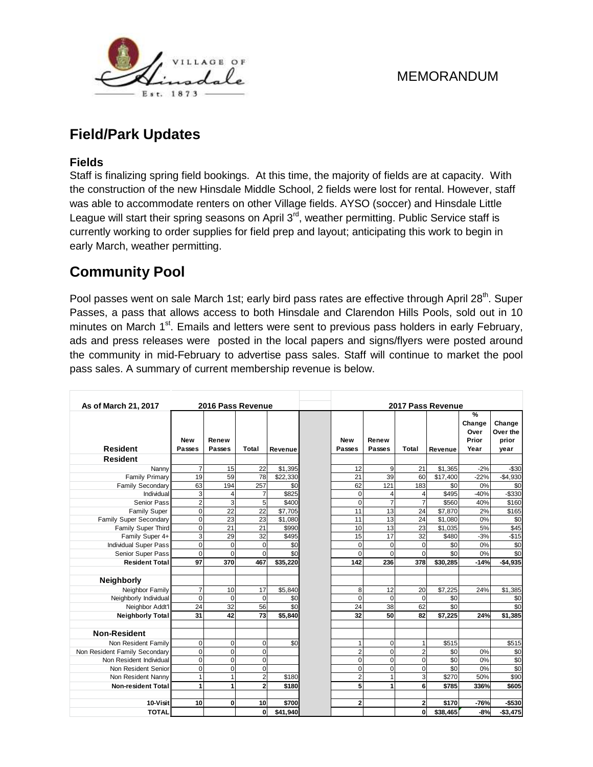VILLAGE OF Hinsdale Est. 1873

MEMORANDUM

## Field/Park Updates

### Fields

Staff is finalizing spring field bookings. At this time, the majority of fields are at capacity. With the construction of the new Hinsdale Middle School, 2 fields were lost for rental. However, staff was able to accommodate renters on other Village fields. AYSO (soccer) and Hinsdale Little League will start their spring seasons on April 3rd, weather permitting. Public Service staff is currently working to order supplies for field prep and layout; anticipating this work to begin in early March, weather permitting.

## Community Pool

Pool passes went on sale March 1st; early bird pass rates are effective through April 28th. Super Passes, a pass that allows access to both Hinsdale and Clarendon Hills Pools, sold out in 10 minutes on March 1st. Emails and letters were sent to previous pass holders in early February, ads and press releases were posted in the local papers and signs/flyers were posted around the community in mid-February to advertise pass sales. Staff will continue to market the pool pass sales. A summary of current membership revenue is below.

| As of March 21, 2017 | 2016 Pass Revenue | | | | | 2017 Pass Revenue | | | | | |
|---|---|---|---|---|---|---|---|---|---|---|---|
| **Resident** | New Passes | Renew Passes | Total | Revenue | | New Passes | Renew Passes | Total | Revenue | % Change Over Prior Year | Change Over the prior year |
| **Resident** | | | | | | | | | | | |
| Nanny | 7 | 15 | 22 | $1,395 | | 12 | 9 | 21 | $1,365 | -2% | -$30 |
| Family Primary | 19 | 59 | 78 | $22,330 | | 21 | 39 | 60 | $17,400 | -22% | -$4,930 |
| Family Secondary | 63 | 194 | 257 | $0 | | 62 | 121 | 183 | $0 | 0% | $0 |
| Individual | 3 | 4 | 7 | $825 | | 0 | 4 | 4 | $495 | -40% | -$330 |
| Senior Pass | 2 | 3 | 5 | $400 | | 0 | 7 | 7 | $560 | 40% | $160 |
| Family Super | 0 | 22 | 22 | $7,705 | | 11 | 13 | 24 | $7,870 | 2% | $165 |
| Family Super Secondary | 0 | 23 | 23 | $1,080 | | 11 | 13 | 24 | $1,080 | 0% | $0 |
| Family Super Third | 0 | 21 | 21 | $990 | | 10 | 13 | 23 | $1,035 | 5% | $45 |
| Family Super 4+ | 3 | 29 | 32 | $495 | | 15 | 17 | 32 | $480 | -3% | -$15 |
| Individual Super Pass | 0 | 0 | 0 | $0 | | 0 | 0 | 0 | $0 | 0% | $0 |
| Senior Super Pass | 0 | 0 | 0 | $0 | | 0 | 0 | 0 | $0 | 0% | $0 |
| **Resident Total** | **97** | **370** | **467** | **$35,220** | | **142** | **236** | **378** | **$30,285** | **-14%** | **-$4,935** |
| **Neighborly** | | | | | | | | | | | |
| Neighbor Family | 7 | 10 | 17 | $5,840 | | 8 | 12 | 20 | $7,225 | 24% | $1,385 |
| Neighborly Individual | 0 | 0 | 0 | $0 | | 0 | 0 | 0 | $0 | | $0 |
| Neighbor Addt'l | 24 | 32 | 56 | $0 | | 24 | 38 | 62 | $0 | | $0 |
| **Neighborly Total** | **31** | **42** | **73** | **$5,840** | | **32** | **50** | **82** | **$7,225** | **24%** | **$1,385** |
| **Non-Resident** | | | | | | | | | | | |
| Non Resident Family | 0 | 0 | 0 | $0 | | 1 | 0 | 1 | $515 | | $515 |
| Non Resident Family Secondary | 0 | 0 | 0 | | | 2 | 0 | 2 | $0 | 0% | $0 |
| Non Resident Individual | 0 | 0 | 0 | | | 0 | 0 | 0 | $0 | 0% | $0 |
| Non Resident Senior | 0 | 0 | 0 | | | 0 | 0 | 0 | $0 | 0% | $0 |
| Non Resident Nanny | 1 | 1 | 2 | $180 | | 2 | 1 | 3 | $270 | 50% | $90 |
| **Non-resident Total** | **1** | **1** | **2** | **$180** | | **5** | **1** | **6** | **$785** | **336%** | **$605** |
| **10-Visit** | **10** | **0** | **10** | **$700** | | **2** | | **2** | **$170** | **-76%** | **-$530** |
| **TOTAL** | | | **0** | **$41,940** | | | | **0** | **$38,465** | **-8%** | **-$3,475** |